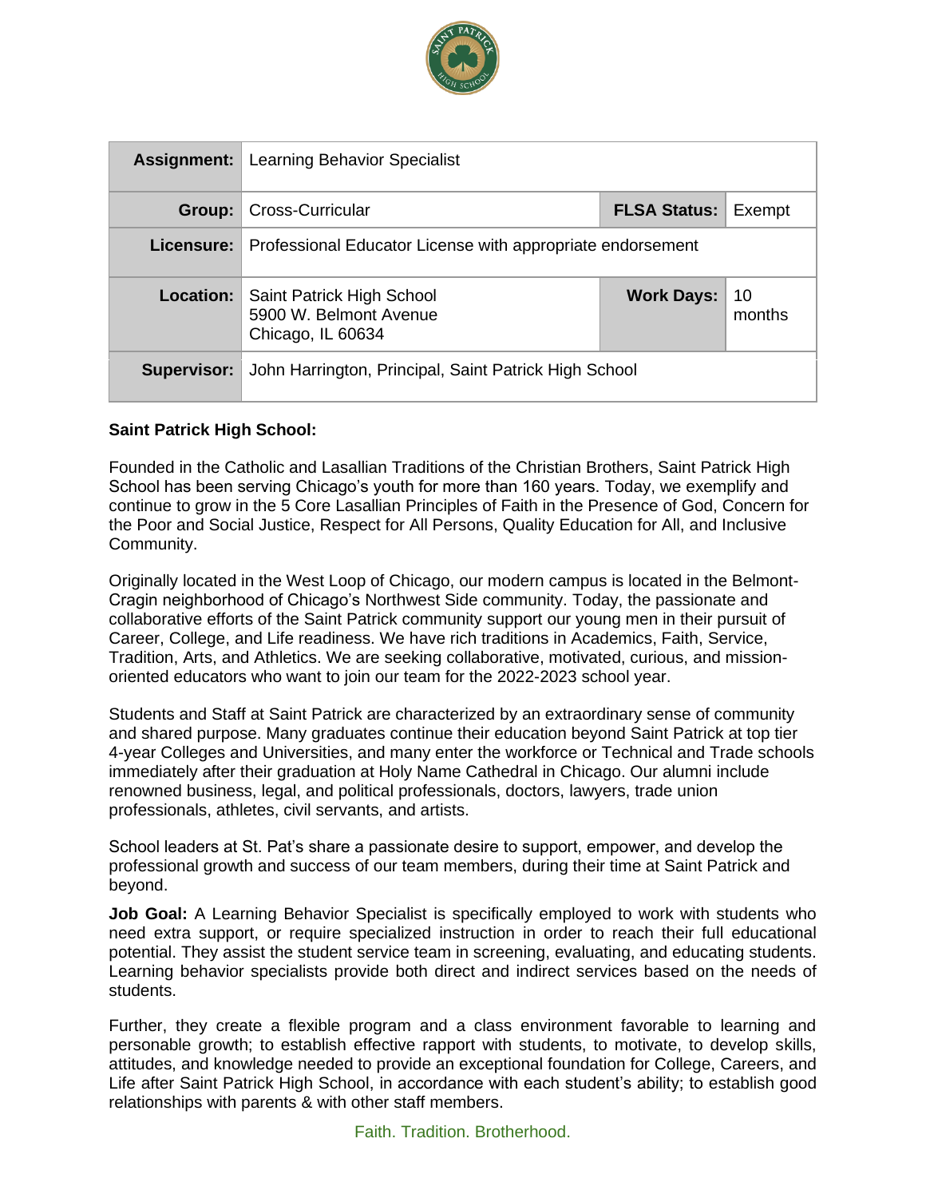| **Assignment:** | Learning Behavior Specialist | | |
|---|---|---|---|
| **Group:** | Cross-Curricular | **FLSA Status:** | Exempt |
| **Licensure:** | Professional Educator License with appropriate endorsement | | |
| **Location:** | Saint Patrick High School<br>5900 W. Belmont Avenue<br>Chicago, IL 60634 | **Work Days:** | 10 months |
| **Supervisor:** | John Harrington, Principal, Saint Patrick High School | | |

**Saint Patrick High School:**

Founded in the Catholic and Lasallian Traditions of the Christian Brothers, Saint Patrick High School has been serving Chicago's youth for more than 160 years. Today, we exemplify and continue to grow in the 5 Core Lasallian Principles of Faith in the Presence of God, Concern for the Poor and Social Justice, Respect for All Persons, Quality Education for All, and Inclusive Community.

Originally located in the West Loop of Chicago, our modern campus is located in the Belmont-Cragin neighborhood of Chicago's Northwest Side community. Today, the passionate and collaborative efforts of the Saint Patrick community support our young men in their pursuit of Career, College, and Life readiness. We have rich traditions in Academics, Faith, Service, Tradition, Arts, and Athletics. We are seeking collaborative, motivated, curious, and mission-oriented educators who want to join our team for the 2022-2023 school year.

Students and Staff at Saint Patrick are characterized by an extraordinary sense of community and shared purpose. Many graduates continue their education beyond Saint Patrick at top tier 4-year Colleges and Universities, and many enter the workforce or Technical and Trade schools immediately after their graduation at Holy Name Cathedral in Chicago. Our alumni include renowned business, legal, and political professionals, doctors, lawyers, trade union professionals, athletes, civil servants, and artists.

School leaders at St. Pat's share a passionate desire to support, empower, and develop the professional growth and success of our team members, during their time at Saint Patrick and beyond.

**Job Goal:** A Learning Behavior Specialist is specifically employed to work with students who need extra support, or require specialized instruction in order to reach their full educational potential. They assist the student service team in screening, evaluating, and educating students. Learning behavior specialists provide both direct and indirect services based on the needs of students.

Further, they create a flexible program and a class environment favorable to learning and personable growth; to establish effective rapport with students, to motivate, to develop skills, attitudes, and knowledge needed to provide an exceptional foundation for College, Careers, and Life after Saint Patrick High School, in accordance with each student's ability; to establish good relationships with parents & with other staff members.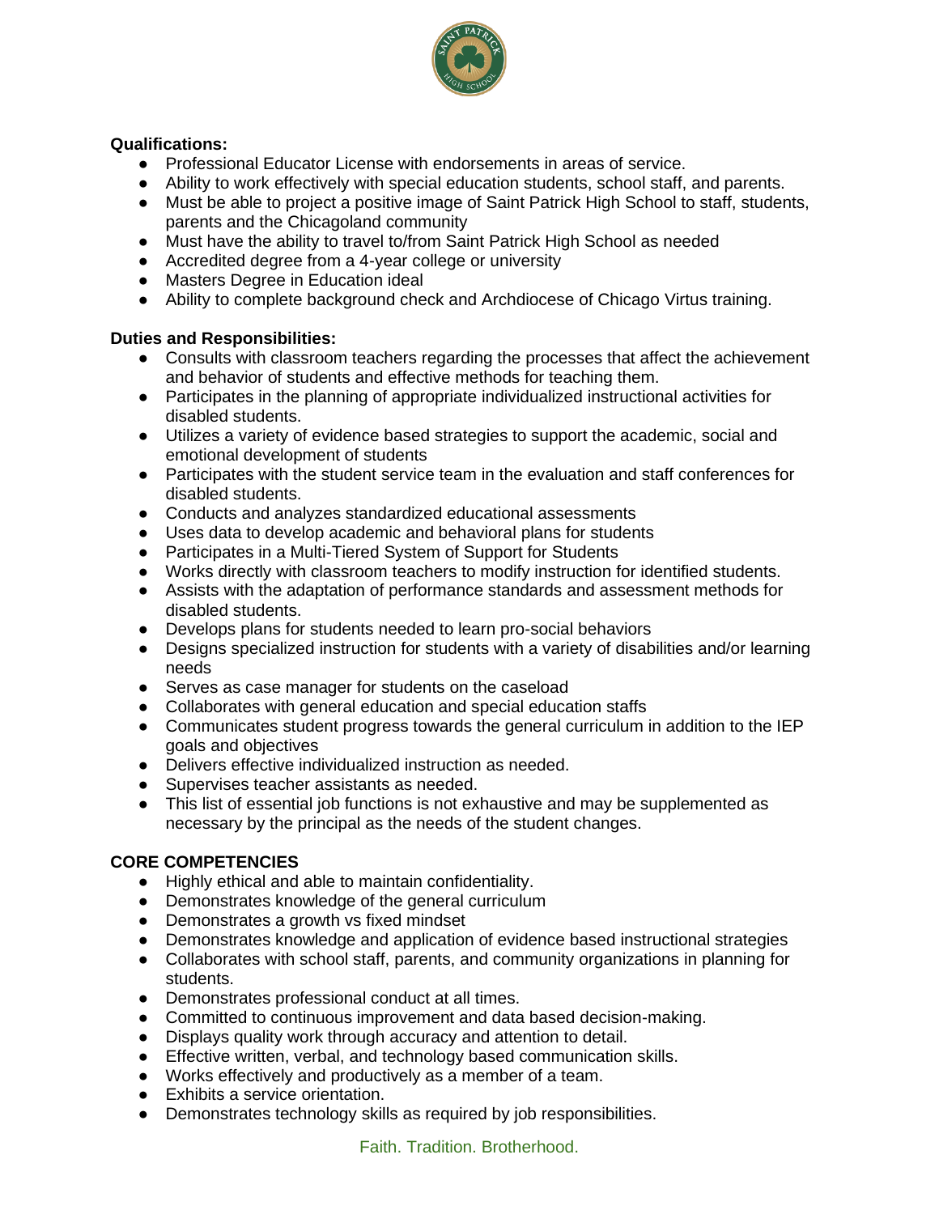**Qualifications:**

- Professional Educator License with endorsements in areas of service.
- Ability to work effectively with special education students, school staff, and parents.
- Must be able to project a positive image of Saint Patrick High School to staff, students, parents and the Chicagoland community
- Must have the ability to travel to/from Saint Patrick High School as needed
- Accredited degree from a 4-year college or university
- Masters Degree in Education ideal
- Ability to complete background check and Archdiocese of Chicago Virtus training.

**Duties and Responsibilities:**

- Consults with classroom teachers regarding the processes that affect the achievement and behavior of students and effective methods for teaching them.
- Participates in the planning of appropriate individualized instructional activities for disabled students.
- Utilizes a variety of evidence based strategies to support the academic, social and emotional development of students
- Participates with the student service team in the evaluation and staff conferences for disabled students.
- Conducts and analyzes standardized educational assessments
- Uses data to develop academic and behavioral plans for students
- Participates in a Multi-Tiered System of Support for Students
- Works directly with classroom teachers to modify instruction for identified students.
- Assists with the adaptation of performance standards and assessment methods for disabled students.
- Develops plans for students needed to learn pro-social behaviors
- Designs specialized instruction for students with a variety of disabilities and/or learning needs
- Serves as case manager for students on the caseload
- Collaborates with general education and special education staffs
- Communicates student progress towards the general curriculum in addition to the IEP goals and objectives
- Delivers effective individualized instruction as needed.
- Supervises teacher assistants as needed.
- This list of essential job functions is not exhaustive and may be supplemented as necessary by the principal as the needs of the student changes.

**CORE COMPETENCIES**

- Highly ethical and able to maintain confidentiality.
- Demonstrates knowledge of the general curriculum
- Demonstrates a growth vs fixed mindset
- Demonstrates knowledge and application of evidence based instructional strategies
- Collaborates with school staff, parents, and community organizations in planning for students.
- Demonstrates professional conduct at all times.
- Committed to continuous improvement and data based decision-making.
- Displays quality work through accuracy and attention to detail.
- Effective written, verbal, and technology based communication skills.
- Works effectively and productively as a member of a team.
- Exhibits a service orientation.
- Demonstrates technology skills as required by job responsibilities.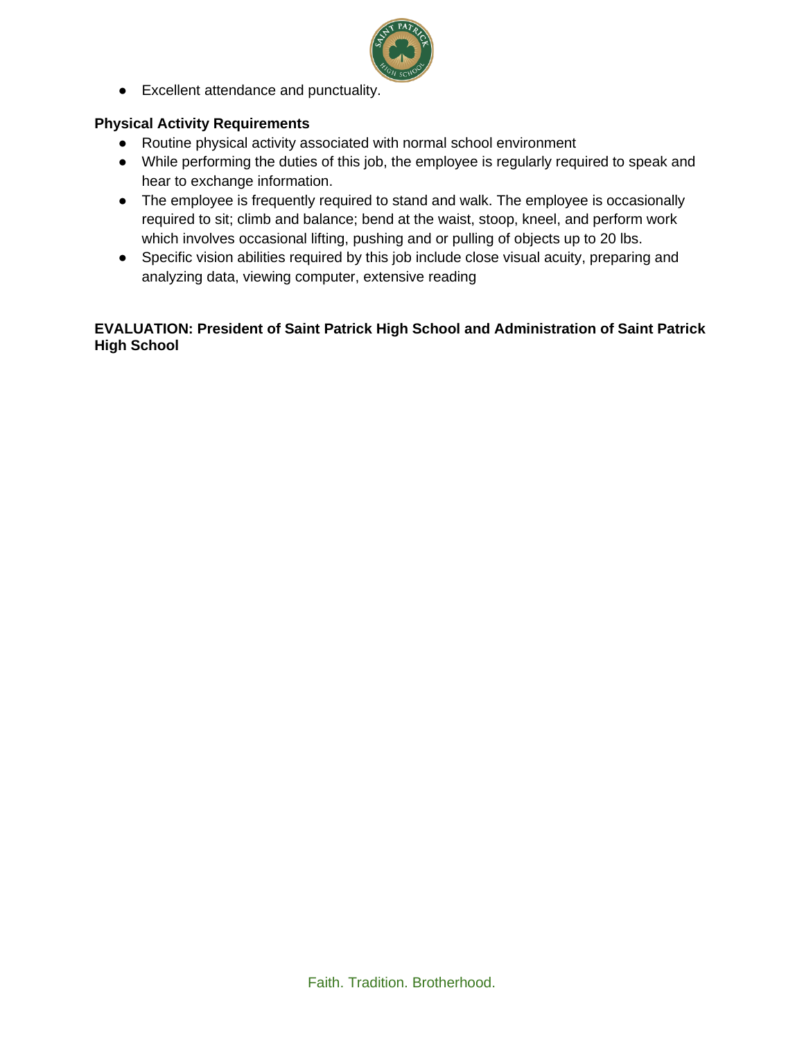- Excellent attendance and punctuality.

**Physical Activity Requirements**

- Routine physical activity associated with normal school environment
- While performing the duties of this job, the employee is regularly required to speak and hear to exchange information.
- The employee is frequently required to stand and walk. The employee is occasionally required to sit; climb and balance; bend at the waist, stoop, kneel, and perform work which involves occasional lifting, pushing and or pulling of objects up to 20 lbs.
- Specific vision abilities required by this job include close visual acuity, preparing and analyzing data, viewing computer, extensive reading

**EVALUATION: President of Saint Patrick High School and Administration of Saint Patrick High School**